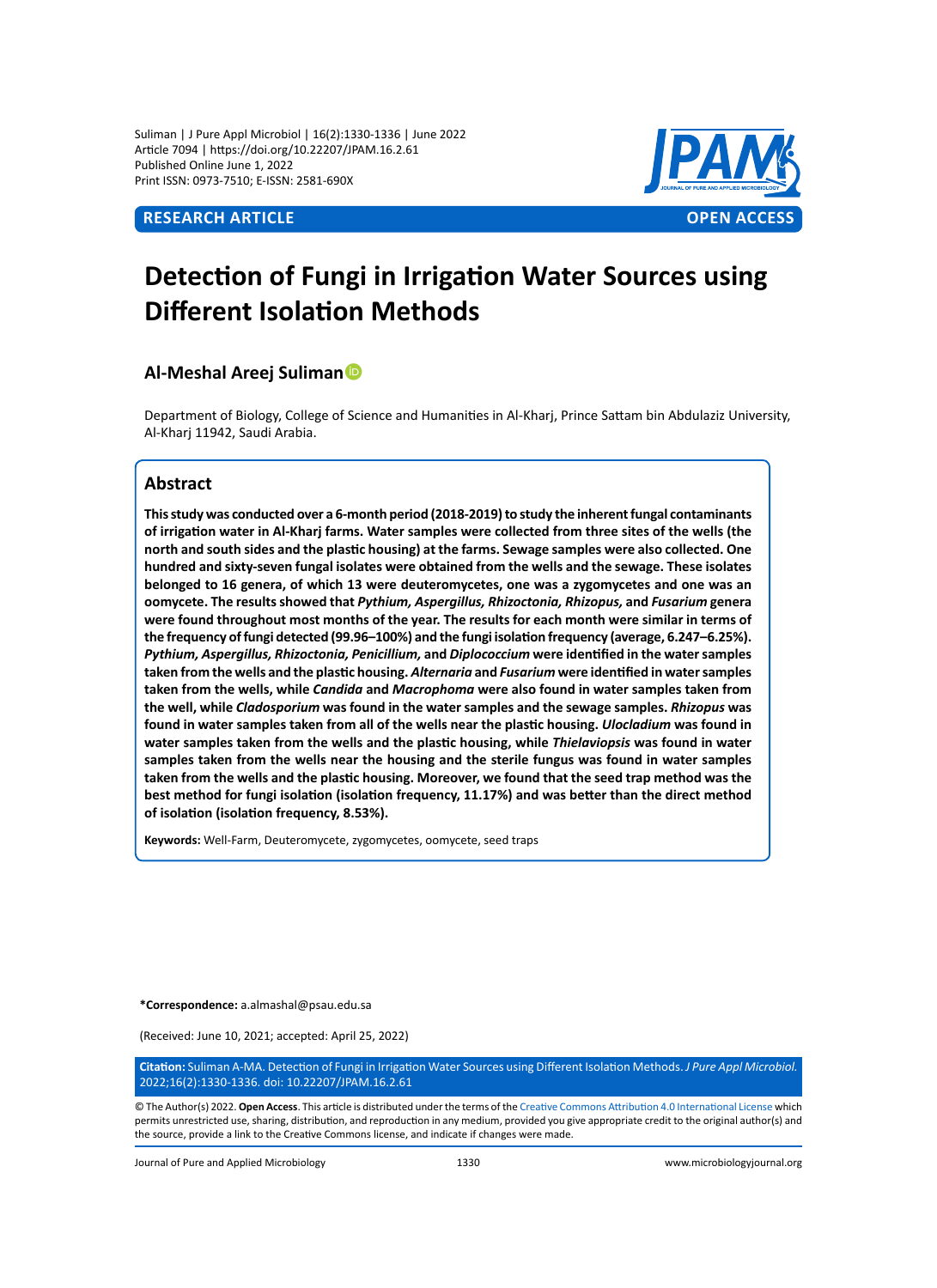Suliman | J Pure Appl Microbiol | 16(2):1330-1336 | June 2022
Article 7094 | https://doi.org/10.22207/JPAM.16.2.61
Published Online June 1, 2022
Print ISSN: 0973-7510; E-ISSN: 2581-690X

**RESEARCH ARTICLE** **OPEN ACCESS**

# Detection of Fungi in Irrigation Water Sources using Different Isolation Methods

**Al-Meshal Areej Suliman**

Department of Biology, College of Science and Humanities in Al-Kharj, Prince Sattam bin Abdulaziz University, Al-Kharj 11942, Saudi Arabia.

## Abstract

**This study was conducted over a 6-month period (2018-2019) to study the inherent fungal contaminants of irrigation water in Al-Kharj farms. Water samples were collected from three sites of the wells (the north and south sides and the plastic housing) at the farms. Sewage samples were also collected. One hundred and sixty-seven fungal isolates were obtained from the wells and the sewage. These isolates belonged to 16 genera, of which 13 were deuteromycetes, one was a zygomycetes and one was an oomycete. The results showed that *Pythium, Aspergillus, Rhizoctonia, Rhizopus,* and *Fusarium* genera were found throughout most months of the year. The results for each month were similar in terms of the frequency of fungi detected (99.96–100%) and the fungi isolation frequency (average, 6.247–6.25%). *Pythium, Aspergillus, Rhizoctonia, Penicillium,* and *Diplococcium* were identified in the water samples taken from the wells and the plastic housing. *Alternaria* and *Fusarium* were identified in water samples taken from the wells, while *Candida* and *Macrophoma* were also found in water samples taken from the well, while *Cladosporium* was found in the water samples and the sewage samples. *Rhizopus* was found in water samples taken from all of the wells near the plastic housing. *Ulocladium* was found in water samples taken from the wells and the plastic housing, while *Thielaviopsis* was found in water samples taken from the wells near the housing and the sterile fungus was found in water samples taken from the wells and the plastic housing. Moreover, we found that the seed trap method was the best method for fungi isolation (isolation frequency, 11.17%) and was better than the direct method of isolation (isolation frequency, 8.53%).**

**Keywords:** Well-Farm, Deuteromycete, zygomycetes, oomycete, seed traps

**\*Correspondence:** a.almashal@psau.edu.sa

(Received: June 10, 2021; accepted: April 25, 2022)

**Citation:** Suliman A-MA. Detection of Fungi in Irrigation Water Sources using Different Isolation Methods. *J Pure Appl Microbiol.* 2022;16(2):1330-1336. doi: 10.22207/JPAM.16.2.61

© The Author(s) 2022. **Open Access**. This article is distributed under the terms of the Creative Commons Attribution 4.0 International License which permits unrestricted use, sharing, distribution, and reproduction in any medium, provided you give appropriate credit to the original author(s) and the source, provide a link to the Creative Commons license, and indicate if changes were made.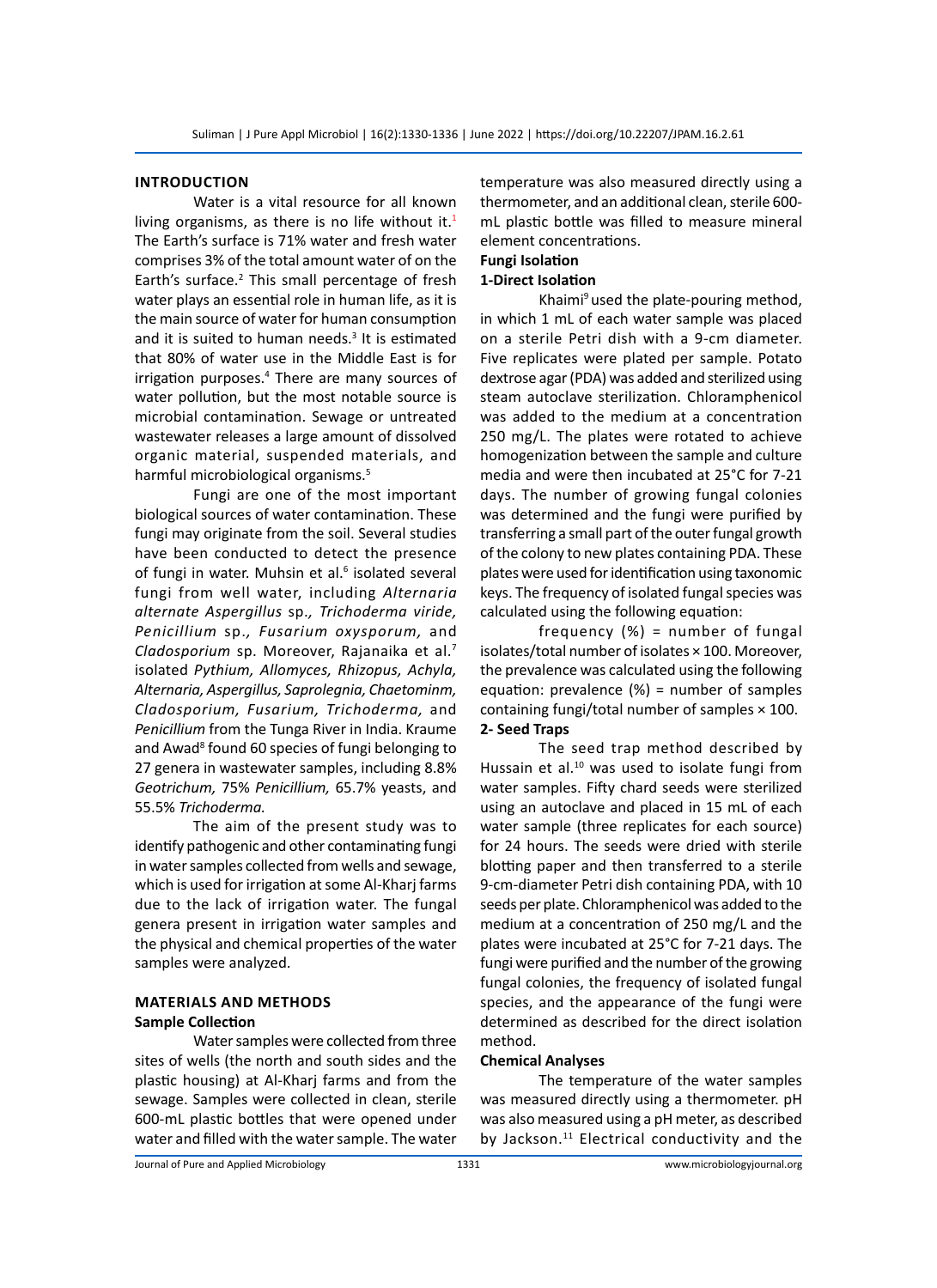## INTRODUCTION

Water is a vital resource for all known living organisms, as there is no life without it.[1] The Earth's surface is 71% water and fresh water comprises 3% of the total amount water of on the Earth's surface.[2] This small percentage of fresh water plays an essential role in human life, as it is the main source of water for human consumption and it is suited to human needs.[3] It is estimated that 80% of water use in the Middle East is for irrigation purposes.[4] There are many sources of water pollution, but the most notable source is microbial contamination. Sewage or untreated wastewater releases a large amount of dissolved organic material, suspended materials, and harmful microbiological organisms.[5]

Fungi are one of the most important biological sources of water contamination. These fungi may originate from the soil. Several studies have been conducted to detect the presence of fungi in water. Muhsin et al.[6] isolated several fungi from well water, including *Alternaria alternate Aspergillus* sp.*, Trichoderma viride, Penicillium* sp.*, Fusarium oxysporum,* and *Cladosporium* sp. Moreover, Rajanaika et al.[7] isolated *Pythium, Allomyces, Rhizopus, Achyla, Alternaria, Aspergillus, Saprolegnia, Chaetominm, Cladosporium, Fusarium, Trichoderma,* and *Penicillium* from the Tunga River in India. Kraume and Awad[8] found 60 species of fungi belonging to 27 genera in wastewater samples, including 8.8% *Geotrichum,* 75% *Penicillium,* 65.7% yeasts, and 55.5% *Trichoderma.*

The aim of the present study was to identify pathogenic and other contaminating fungi in water samples collected from wells and sewage, which is used for irrigation at some Al-Kharj farms due to the lack of irrigation water. The fungal genera present in irrigation water samples and the physical and chemical properties of the water samples were analyzed.

## MATERIALS AND METHODS

### Sample Collection

Water samples were collected from three sites of wells (the north and south sides and the plastic housing) at Al-Kharj farms and from the sewage. Samples were collected in clean, sterile 600-mL plastic bottles that were opened under water and filled with the water sample. The water temperature was also measured directly using a thermometer, and an additional clean, sterile 600-mL plastic bottle was filled to measure mineral element concentrations.

### Fungi Isolation

#### 1-Direct Isolation

Khaimi[9] used the plate-pouring method, in which 1 mL of each water sample was placed on a sterile Petri dish with a 9-cm diameter. Five replicates were plated per sample. Potato dextrose agar (PDA) was added and sterilized using steam autoclave sterilization. Chloramphenicol was added to the medium at a concentration 250 mg/L. The plates were rotated to achieve homogenization between the sample and culture media and were then incubated at 25°C for 7-21 days. The number of growing fungal colonies was determined and the fungi were purified by transferring a small part of the outer fungal growth of the colony to new plates containing PDA. These plates were used for identification using taxonomic keys. The frequency of isolated fungal species was calculated using the following equation:

frequency (%) = number of fungal isolates/total number of isolates × 100. Moreover, the prevalence was calculated using the following equation: prevalence (%) = number of samples containing fungi/total number of samples × 100.

#### 2- Seed Traps

The seed trap method described by Hussain et al.[10] was used to isolate fungi from water samples. Fifty chard seeds were sterilized using an autoclave and placed in 15 mL of each water sample (three replicates for each source) for 24 hours. The seeds were dried with sterile blotting paper and then transferred to a sterile 9-cm-diameter Petri dish containing PDA, with 10 seeds per plate. Chloramphenicol was added to the medium at a concentration of 250 mg/L and the plates were incubated at 25°C for 7-21 days. The fungi were purified and the number of the growing fungal colonies, the frequency of isolated fungal species, and the appearance of the fungi were determined as described for the direct isolation method.

### Chemical Analyses

The temperature of the water samples was measured directly using a thermometer. pH was also measured using a pH meter, as described by Jackson.[11] Electrical conductivity and the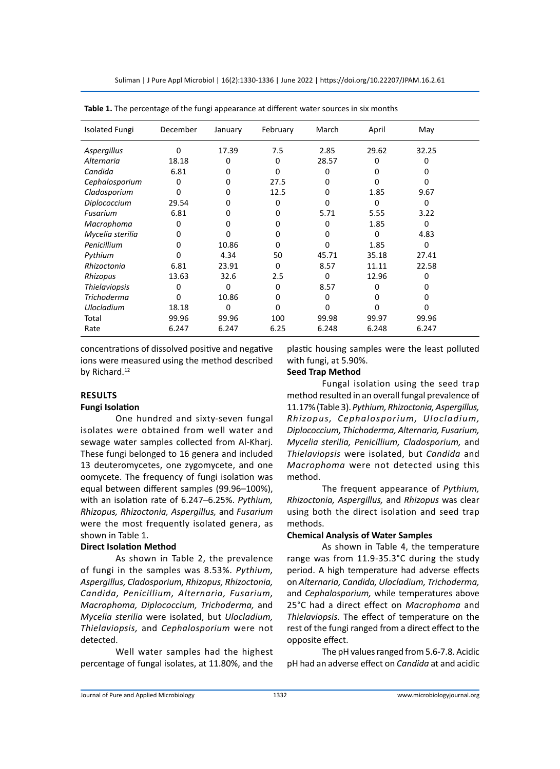**Table 1.** The percentage of the fungi appearance at different water sources in six months

| Isolated Fungi | December | January | February | March | April | May |
|---|---|---|---|---|---|---|
| *Aspergillus* | 0 | 17.39 | 7.5 | 2.85 | 29.62 | 32.25 |
| *Alternaria* | 18.18 | 0 | 0 | 28.57 | 0 | 0 |
| *Candida* | 6.81 | 0 | 0 | 0 | 0 | 0 |
| *Cephalosporium* | 0 | 0 | 27.5 | 0 | 0 | 0 |
| *Cladosporium* | 0 | 0 | 12.5 | 0 | 1.85 | 9.67 |
| *Diplococcium* | 29.54 | 0 | 0 | 0 | 0 | 0 |
| *Fusarium* | 6.81 | 0 | 0 | 5.71 | 5.55 | 3.22 |
| *Macrophoma* | 0 | 0 | 0 | 0 | 1.85 | 0 |
| *Mycelia sterilia* | 0 | 0 | 0 | 0 | 0 | 4.83 |
| *Penicillium* | 0 | 10.86 | 0 | 0 | 1.85 | 0 |
| *Pythium* | 0 | 4.34 | 50 | 45.71 | 35.18 | 27.41 |
| *Rhizoctonia* | 6.81 | 23.91 | 0 | 8.57 | 11.11 | 22.58 |
| *Rhizopus* | 13.63 | 32.6 | 2.5 | 0 | 12.96 | 0 |
| *Thielaviopsis* | 0 | 0 | 0 | 8.57 | 0 | 0 |
| *Trichoderma* | 0 | 10.86 | 0 | 0 | 0 | 0 |
| *Ulocladium* | 18.18 | 0 | 0 | 0 | 0 | 0 |
| Total | 99.96 | 99.96 | 100 | 99.98 | 99.97 | 99.96 |
| Rate | 6.247 | 6.247 | 6.25 | 6.248 | 6.248 | 6.247 |

concentrations of dissolved positive and negative ions were measured using the method described by Richard.[12]

## RESULTS

### Fungi Isolation

One hundred and sixty-seven fungal isolates were obtained from well water and sewage water samples collected from Al-Kharj. These fungi belonged to 16 genera and included 13 deuteromycetes, one zygomycete, and one oomycete. The frequency of fungi isolation was equal between different samples (99.96–100%), with an isolation rate of 6.247–6.25%. *Pythium, Rhizopus, Rhizoctonia, Aspergillus,* and *Fusarium* were the most frequently isolated genera, as shown in Table 1.

### Direct Isolation Method

As shown in Table 2, the prevalence of fungi in the samples was 8.53%. *Pythium, Aspergillus, Cladosporium, Rhizopus, Rhizoctonia, Candida, Penicillium, Alternaria, Fusarium, Macrophoma, Diplococcium, Trichoderma,* and *Mycelia sterilia* were isolated, but *Ulocladium, Thielaviopsis,* and *Cephalosporium* were not detected.

Well water samples had the highest percentage of fungal isolates, at 11.80%, and the plastic housing samples were the least polluted with fungi, at 5.90%.

### Seed Trap Method

Fungal isolation using the seed trap method resulted in an overall fungal prevalence of 11.17% (Table 3). *Pythium, Rhizoctonia, Aspergillus, Rhizopus, Cephalosporium, Ulocladium, Diplococcium, Thichoderma, Alternaria, Fusarium, Mycelia sterilia, Penicillium, Cladosporium,* and *Thielaviopsis* were isolated, but *Candida* and *Macrophoma* were not detected using this method.

The frequent appearance of *Pythium, Rhizoctonia, Aspergillus,* and *Rhizopus* was clear using both the direct isolation and seed trap methods.

### Chemical Analysis of Water Samples

As shown in Table 4, the temperature range was from 11.9-35.3°C during the study period. A high temperature had adverse effects on *Alternaria, Candida, Ulocladium, Trichoderma,* and *Cephalosporium,* while temperatures above 25°C had a direct effect on *Macrophoma* and *Thielaviopsis.* The effect of temperature on the rest of the fungi ranged from a direct effect to the opposite effect.

The pH values ranged from 5.6-7.8. Acidic pH had an adverse effect on *Candida* at and acidic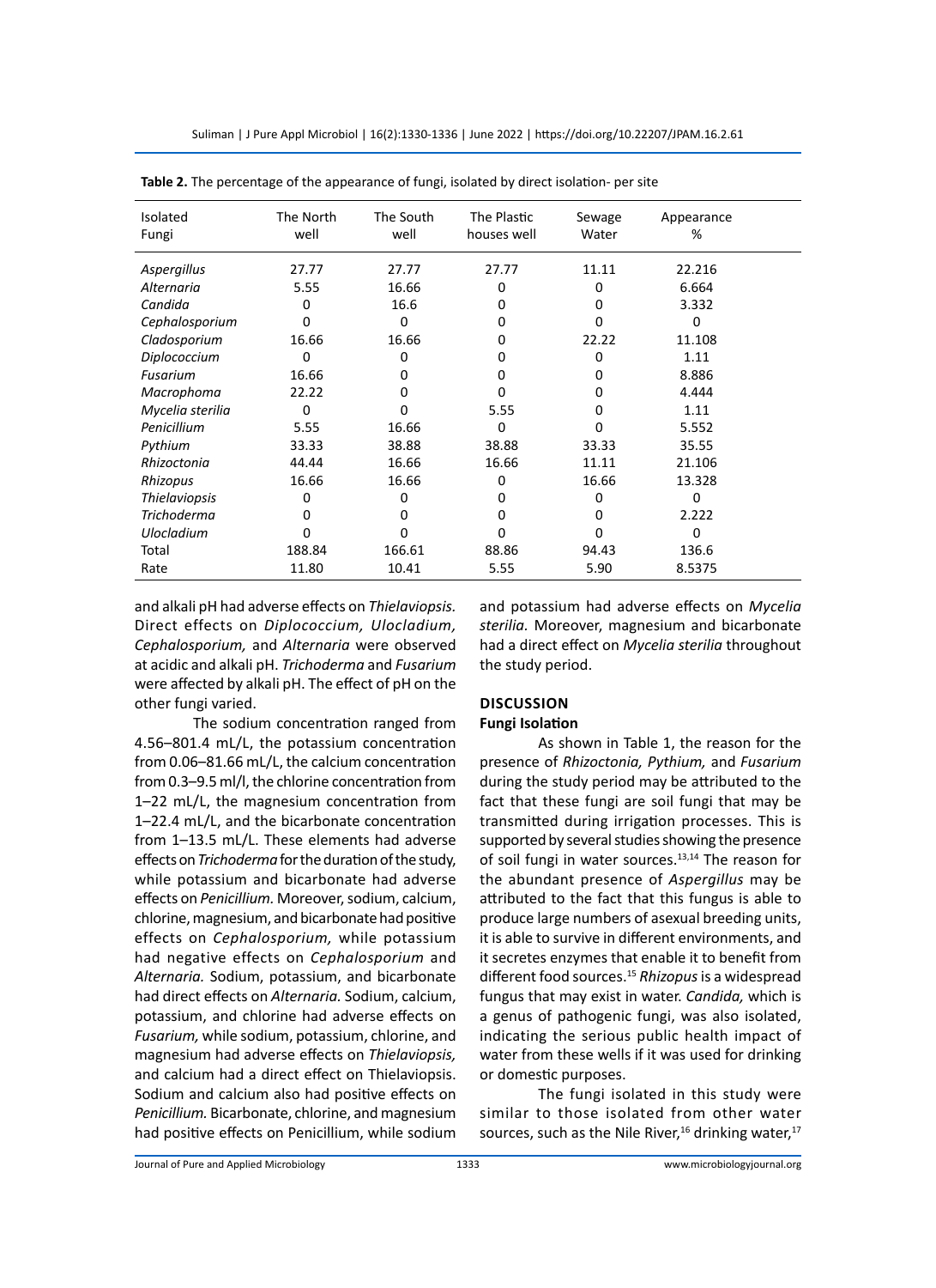**Table 2.** The percentage of the appearance of fungi, isolated by direct isolation- per site

| Isolated Fungi | The North well | The South well | The Plastic houses well | Sewage Water | Appearance % |
|---|---|---|---|---|---|
| *Aspergillus* | 27.77 | 27.77 | 27.77 | 11.11 | 22.216 |
| *Alternaria* | 5.55 | 16.66 | 0 | 0 | 6.664 |
| *Candida* | 0 | 16.6 | 0 | 0 | 3.332 |
| *Cephalosporium* | 0 | 0 | 0 | 0 | 0 |
| *Cladosporium* | 16.66 | 16.66 | 0 | 22.22 | 11.108 |
| *Diplococcium* | 0 | 0 | 0 | 0 | 1.11 |
| *Fusarium* | 16.66 | 0 | 0 | 0 | 8.886 |
| *Macrophoma* | 22.22 | 0 | 0 | 0 | 4.444 |
| *Mycelia sterilia* | 0 | 0 | 5.55 | 0 | 1.11 |
| *Penicillium* | 5.55 | 16.66 | 0 | 0 | 5.552 |
| *Pythium* | 33.33 | 38.88 | 38.88 | 33.33 | 35.55 |
| *Rhizoctonia* | 44.44 | 16.66 | 16.66 | 11.11 | 21.106 |
| *Rhizopus* | 16.66 | 16.66 | 0 | 16.66 | 13.328 |
| *Thielaviopsis* | 0 | 0 | 0 | 0 | 0 |
| *Trichoderma* | 0 | 0 | 0 | 0 | 2.222 |
| *Ulocladium* | 0 | 0 | 0 | 0 | 0 |
| Total | 188.84 | 166.61 | 88.86 | 94.43 | 136.6 |
| Rate | 11.80 | 10.41 | 5.55 | 5.90 | 8.5375 |

and alkali pH had adverse effects on *Thielaviopsis.* Direct effects on *Diplococcium, Ulocladium, Cephalosporium,* and *Alternaria* were observed at acidic and alkali pH. *Trichoderma* and *Fusarium* were affected by alkali pH. The effect of pH on the other fungi varied.

The sodium concentration ranged from 4.56–801.4 mL/L, the potassium concentration from 0.06–81.66 mL/L, the calcium concentration from 0.3–9.5 ml/l, the chlorine concentration from 1–22 mL/L, the magnesium concentration from 1–22.4 mL/L, and the bicarbonate concentration from 1–13.5 mL/L. These elements had adverse effects on *Trichoderma* for the duration of the study, while potassium and bicarbonate had adverse effects on *Penicillium.* Moreover, sodium, calcium, chlorine, magnesium, and bicarbonate had positive effects on *Cephalosporium,* while potassium had negative effects on *Cephalosporium* and *Alternaria.* Sodium, potassium, and bicarbonate had direct effects on *Alternaria.* Sodium, calcium, potassium, and chlorine had adverse effects on *Fusarium,* while sodium, potassium, chlorine, and magnesium had adverse effects on *Thielaviopsis,* and calcium had a direct effect on Thielaviopsis. Sodium and calcium also had positive effects on *Penicillium.* Bicarbonate, chlorine, and magnesium had positive effects on Penicillium, while sodium and potassium had adverse effects on *Mycelia sterilia.* Moreover, magnesium and bicarbonate had a direct effect on *Mycelia sterilia* throughout the study period.

## DISCUSSION

### Fungi Isolation

As shown in Table 1, the reason for the presence of *Rhizoctonia, Pythium,* and *Fusarium* during the study period may be attributed to the fact that these fungi are soil fungi that may be transmitted during irrigation processes. This is supported by several studies showing the presence of soil fungi in water sources.[13,14] The reason for the abundant presence of *Aspergillus* may be attributed to the fact that this fungus is able to produce large numbers of asexual breeding units, it is able to survive in different environments, and it secretes enzymes that enable it to benefit from different food sources.[15] *Rhizopus* is a widespread fungus that may exist in water. *Candida,* which is a genus of pathogenic fungi, was also isolated, indicating the serious public health impact of water from these wells if it was used for drinking or domestic purposes.

The fungi isolated in this study were similar to those isolated from other water sources, such as the Nile River,[16] drinking water,[17]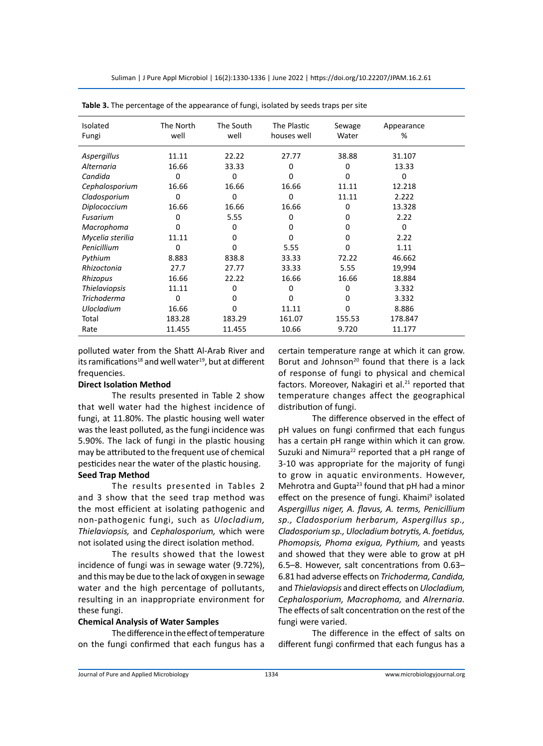**Table 3.** The percentage of the appearance of fungi, isolated by seeds traps per site

| Isolated Fungi | The North well | The South well | The Plastic houses well | Sewage Water | Appearance % |
|---|---|---|---|---|---|
| *Aspergillus* | 11.11 | 22.22 | 27.77 | 38.88 | 31.107 |
| *Alternaria* | 16.66 | 33.33 | 0 | 0 | 13.33 |
| *Candida* | 0 | 0 | 0 | 0 | 0 |
| *Cephalosporium* | 16.66 | 16.66 | 16.66 | 11.11 | 12.218 |
| *Cladosporium* | 0 | 0 | 0 | 11.11 | 2.222 |
| *Diplococcium* | 16.66 | 16.66 | 16.66 | 0 | 13.328 |
| *Fusarium* | 0 | 5.55 | 0 | 0 | 2.22 |
| *Macrophoma* | 0 | 0 | 0 | 0 | 0 |
| *Mycelia sterilia* | 11.11 | 0 | 0 | 0 | 2.22 |
| *Penicillium* | 0 | 0 | 5.55 | 0 | 1.11 |
| *Pythium* | 8.883 | 838.8 | 33.33 | 72.22 | 46.662 |
| *Rhizoctonia* | 27.7 | 27.77 | 33.33 | 5.55 | 19,994 |
| *Rhizopus* | 16.66 | 22.22 | 16.66 | 16.66 | 18.884 |
| *Thielaviopsis* | 11.11 | 0 | 0 | 0 | 3.332 |
| *Trichoderma* | 0 | 0 | 0 | 0 | 3.332 |
| *Ulocladium* | 16.66 | 0 | 11.11 | 0 | 8.886 |
| Total | 183.28 | 183.29 | 161.07 | 155.53 | 178.847 |
| Rate | 11.455 | 11.455 | 10.66 | 9.720 | 11.177 |

polluted water from the Shatt Al-Arab River and its ramifications[18] and well water[19], but at different frequencies.

**Direct Isolation Method**

The results presented in Table 2 show that well water had the highest incidence of fungi, at 11.80%. The plastic housing well water was the least polluted, as the fungi incidence was 5.90%. The lack of fungi in the plastic housing may be attributed to the frequent use of chemical pesticides near the water of the plastic housing.

**Seed Trap Method**

The results presented in Tables 2 and 3 show that the seed trap method was the most efficient at isolating pathogenic and non-pathogenic fungi, such as *Ulocladium, Thielaviopsis,* and *Cephalosporium,* which were not isolated using the direct isolation method.

The results showed that the lowest incidence of fungi was in sewage water (9.72%), and this may be due to the lack of oxygen in sewage water and the high percentage of pollutants, resulting in an inappropriate environment for these fungi.

**Chemical Analysis of Water Samples**

The difference in the effect of temperature on the fungi confirmed that each fungus has a certain temperature range at which it can grow. Borut and Johnson[20] found that there is a lack of response of fungi to physical and chemical factors. Moreover, Nakagiri et al.[21] reported that temperature changes affect the geographical distribution of fungi.

The difference observed in the effect of pH values on fungi confirmed that each fungus has a certain pH range within which it can grow. Suzuki and Nimura[22] reported that a pH range of 3-10 was appropriate for the majority of fungi to grow in aquatic environments. However, Mehrotra and Gupta[23] found that pH had a minor effect on the presence of fungi. Khaimi[9] isolated *Aspergillus niger, A. flavus, A. terms, Penicillium sp., Cladosporium herbarum, Aspergillus sp., Cladosporium sp., Ulocladium botrytis, A. foetidus, Phomopsis, Phoma exigua, Pythium,* and yeasts and showed that they were able to grow at pH 6.5–8. However, salt concentrations from 0.63–6.81 had adverse effects on *Trichoderma, Candida,* and *Thielaviopsis* and direct effects on *Ulocladium, Cephalosporium, Macrophoma,* and *Alrernaria.* The effects of salt concentration on the rest of the fungi were varied.

The difference in the effect of salts on different fungi confirmed that each fungus has a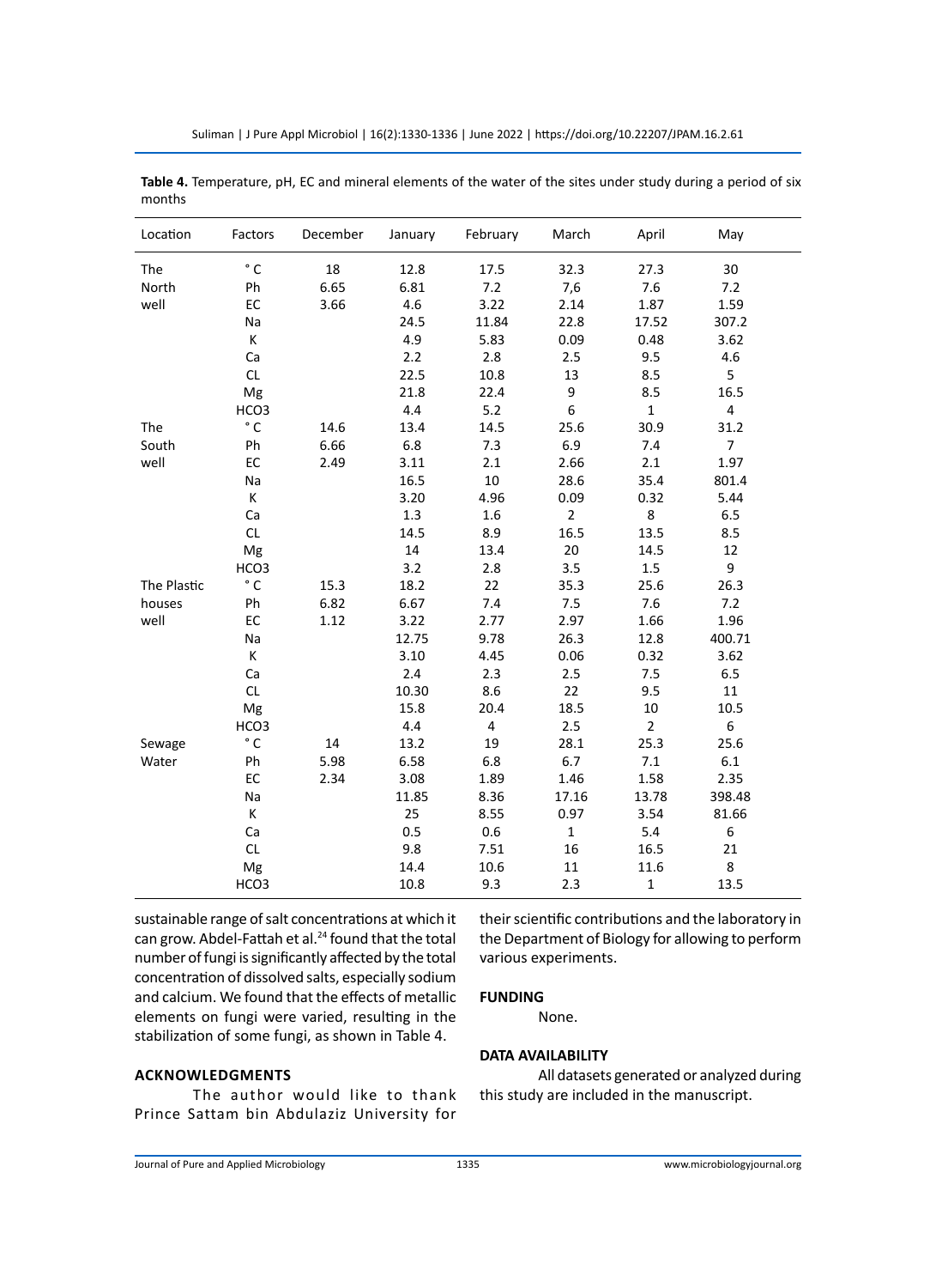**Table 4.** Temperature, pH, EC and mineral elements of the water of the sites under study during a period of six months

| Location | Factors | December | January | February | March | April | May |
|---|---|---|---|---|---|---|---|
| The North well | ° C | 18 | 12.8 | 17.5 | 32.3 | 27.3 | 30 |
| | Ph | 6.65 | 6.81 | 7.2 | 7,6 | 7.6 | 7.2 |
| | EC | 3.66 | 4.6 | 3.22 | 2.14 | 1.87 | 1.59 |
| | Na | | 24.5 | 11.84 | 22.8 | 17.52 | 307.2 |
| | K | | 4.9 | 5.83 | 0.09 | 0.48 | 3.62 |
| | Ca | | 2.2 | 2.8 | 2.5 | 9.5 | 4.6 |
| | CL | | 22.5 | 10.8 | 13 | 8.5 | 5 |
| | Mg | | 21.8 | 22.4 | 9 | 8.5 | 16.5 |
| | HCO3 | | 4.4 | 5.2 | 6 | 1 | 4 |
| The South well | ° C | 14.6 | 13.4 | 14.5 | 25.6 | 30.9 | 31.2 |
| | Ph | 6.66 | 6.8 | 7.3 | 6.9 | 7.4 | 7 |
| | EC | 2.49 | 3.11 | 2.1 | 2.66 | 2.1 | 1.97 |
| | Na | | 16.5 | 10 | 28.6 | 35.4 | 801.4 |
| | K | | 3.20 | 4.96 | 0.09 | 0.32 | 5.44 |
| | Ca | | 1.3 | 1.6 | 2 | 8 | 6.5 |
| | CL | | 14.5 | 8.9 | 16.5 | 13.5 | 8.5 |
| | Mg | | 14 | 13.4 | 20 | 14.5 | 12 |
| | HCO3 | | 3.2 | 2.8 | 3.5 | 1.5 | 9 |
| The Plastic houses well | ° C | 15.3 | 18.2 | 22 | 35.3 | 25.6 | 26.3 |
| | Ph | 6.82 | 6.67 | 7.4 | 7.5 | 7.6 | 7.2 |
| | EC | 1.12 | 3.22 | 2.77 | 2.97 | 1.66 | 1.96 |
| | Na | | 12.75 | 9.78 | 26.3 | 12.8 | 400.71 |
| | K | | 3.10 | 4.45 | 0.06 | 0.32 | 3.62 |
| | Ca | | 2.4 | 2.3 | 2.5 | 7.5 | 6.5 |
| | CL | | 10.30 | 8.6 | 22 | 9.5 | 11 |
| | Mg | | 15.8 | 20.4 | 18.5 | 10 | 10.5 |
| | HCO3 | | 4.4 | 4 | 2.5 | 2 | 6 |
| Sewage Water | ° C | 14 | 13.2 | 19 | 28.1 | 25.3 | 25.6 |
| | Ph | 5.98 | 6.58 | 6.8 | 6.7 | 7.1 | 6.1 |
| | EC | 2.34 | 3.08 | 1.89 | 1.46 | 1.58 | 2.35 |
| | Na | | 11.85 | 8.36 | 17.16 | 13.78 | 398.48 |
| | K | | 25 | 8.55 | 0.97 | 3.54 | 81.66 |
| | Ca | | 0.5 | 0.6 | 1 | 5.4 | 6 |
| | CL | | 9.8 | 7.51 | 16 | 16.5 | 21 |
| | Mg | | 14.4 | 10.6 | 11 | 11.6 | 8 |
| | HCO3 | | 10.8 | 9.3 | 2.3 | 1 | 13.5 |

sustainable range of salt concentrations at which it can grow. Abdel-Fattah et al.[24] found that the total number of fungi is significantly affected by the total concentration of dissolved salts, especially sodium and calcium. We found that the effects of metallic elements on fungi were varied, resulting in the stabilization of some fungi, as shown in Table 4.

## ACKNOWLEDGMENTS

The author would like to thank Prince Sattam bin Abdulaziz University for their scientific contributions and the laboratory in the Department of Biology for allowing to perform various experiments.

## FUNDING

None.

## DATA AVAILABILITY

All datasets generated or analyzed during this study are included in the manuscript.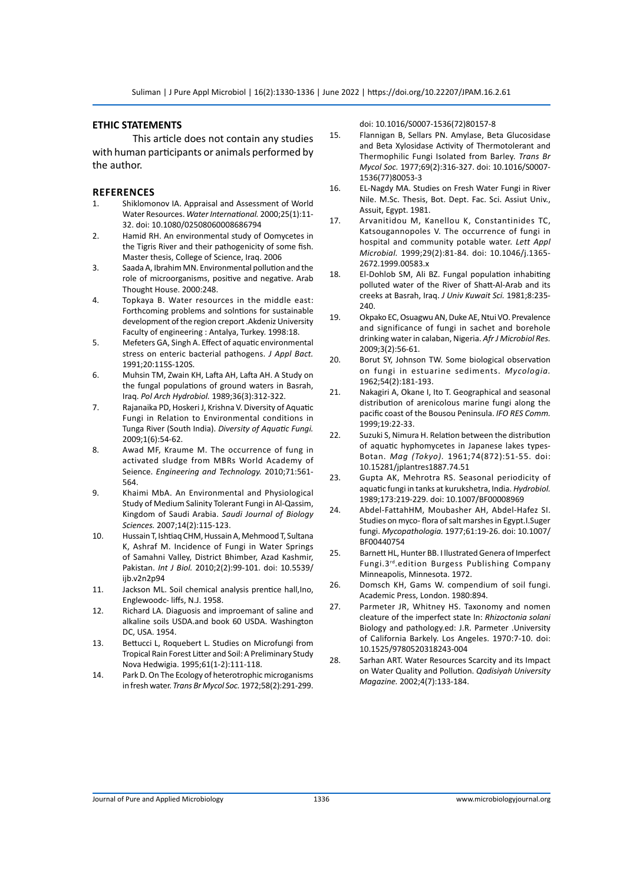## ETHIC STATEMENTS

This article does not contain any studies with human participants or animals performed by the author.

## REFERENCES

1. Shiklomonov IA. Appraisal and Assessment of World Water Resources. *Water International.* 2000;25(1):11-32. doi: 10.1080/02508060008686794
2. Hamid RH. An environmental study of Oomycetes in the Tigris River and their pathogenicity of some fish. Master thesis, College of Science, Iraq. 2006
3. Saada A, Ibrahim MN. Environmental pollution and the role of microorganisms, positive and negative. Arab Thought House. 2000:248.
4. Topkaya B. Water resources in the middle east: Forthcoming problems and solntions for sustainable development of the region creport .Akdeniz University Faculty of engineering : Antalya, Turkey. 1998:18.
5. Mefeters GA, Singh A. Effect of aquatic environmental stress on enteric bacterial pathogens. *J Appl Bact.* 1991;20:115S-120S.
6. Muhsin TM, Zwain KH, Lafta AH, Lafta AH. A Study on the fungal populations of ground waters in Basrah, Iraq. *Pol Arch Hydrobiol.* 1989;36(3):312-322.
7. Rajanaika PD, Hoskeri J, Krishna V. Diversity of Aquatic Fungi in Relation to Environmental conditions in Tunga River (South India). *Diversity of Aquatic Fungi.* 2009;1(6):54-62.
8. Awad MF, Kraume M. The occurrence of fung in activated sludge from MBRs World Academy of Seience. *Engineering and Technology.* 2010;71:561-564.
9. Khaimi MbA. An Environmental and Physiological Study of Medium Salinity Tolerant Fungi in Al-Qassim, Kingdom of Saudi Arabia. *Saudi Journal of Biology Sciences.* 2007;14(2):115-123.
10. Hussain T, Ishtiaq CHM, Hussain A, Mehmood T, Sultana K, Ashraf M. Incidence of Fungi in Water Springs of Samahni Valley, District Bhimber, Azad Kashmir, Pakistan. *Int J Biol.* 2010;2(2):99-101. doi: 10.5539/ijb.v2n2p94
11. Jackson ML. Soil chemical analysis prentice hall,Ino, Englewoodc- liffs, N.J. 1958.
12. Richard LA. Diaguosis and improemant of saline and alkaline soils USDA.and book 60 USDA. Washington DC, USA. 1954.
13. Bettucci L, Roquebert L. Studies on Microfungi from Tropical Rain Forest Litter and Soil: A Preliminary Study Nova Hedwigia. 1995;61(1-2):111-118.
14. Park D. On The Ecology of heterotrophic microganisms in fresh water. *Trans Br Mycol Soc.* 1972;58(2):291-299. doi: 10.1016/S0007-1536(72)80157-8
15. Flannigan B, Sellars PN. Amylase, Beta Glucosidase and Beta Xylosidase Activity of Thermotolerant and Thermophilic Fungi Isolated from Barley. *Trans Br Mycol Soc.* 1977;69(2):316-327. doi: 10.1016/S0007-1536(77)80053-3
16. EL-Nagdy MA. Studies on Fresh Water Fungi in River Nile. M.Sc. Thesis, Bot. Dept. Fac. Sci. Assiut Univ., Assuit, Egypt. 1981.
17. Arvanitidou M, Kanellou K, Constantinides TC, Katsougannopoles V. The occurrence of fungi in hospital and community potable water. *Lett Appl Microbial.* 1999;29(2):81-84. doi: 10.1046/j.1365-2672.1999.00583.x
18. El-Dohlob SM, Ali BZ. Fungal population inhabiting polluted water of the River of Shatt-Al-Arab and its creeks at Basrah, Iraq. *J Univ Kuwait Sci.* 1981;8:235-240.
19. Okpako EC, Osuagwu AN, Duke AE, Ntui VO. Prevalence and significance of fungi in sachet and borehole drinking water in calaban, Nigeria. *Afr J Microbiol Res.* 2009;3(2):56-61.
20. Borut SY, Johnson TW. Some biological observation on fungi in estuarine sediments. *Mycologia.* 1962;54(2):181-193.
21. Nakagiri A, Okane I, Ito T. Geographical and seasonal distribution of arenicolous marine fungi along the pacific coast of the Bousou Peninsula. *IFO RES Comm.* 1999;19:22-33.
22. Suzuki S, Nimura H. Relation between the distribution of aquatic hyphomycetes in Japanese lakes types-Botan. *Mag (Tokyo).* 1961;74(872):51-55. doi: 10.15281/jplantres1887.74.51
23. Gupta AK, Mehrotra RS. Seasonal periodicity of aquatic fungi in tanks at kurukshetra, India. *Hydrobiol.* 1989;173:219-229. doi: 10.1007/BF00008969
24. Abdel-FattahHM, Moubasher AH, Abdel-Hafez SI. Studies on myco- flora of salt marshes in Egypt.I.Suger fungi. *Mycopathologia.* 1977;61:19-26. doi: 10.1007/BF00440754
25. Barnett HL, Hunter BB. I llustrated Genera of Imperfect Fungi.3rd.edition Burgess Publishing Company Minneapolis, Minnesota. 1972.
26. Domsch KH, Gams W. compendium of soil fungi. Academic Press, London. 1980:894.
27. Parmeter JR, Whitney HS. Taxonomy and nomen cleature of the imperfect state In: *Rhizoctonia solani* Biology and pathology.ed: J.R. Parmeter .University of California Barkely. Los Angeles. 1970:7-10. doi: 10.1525/9780520318243-004
28. Sarhan ART. Water Resources Scarcity and its Impact on Water Quality and Pollution. *Qadisiyah University Magazine.* 2002;4(7):133-184.